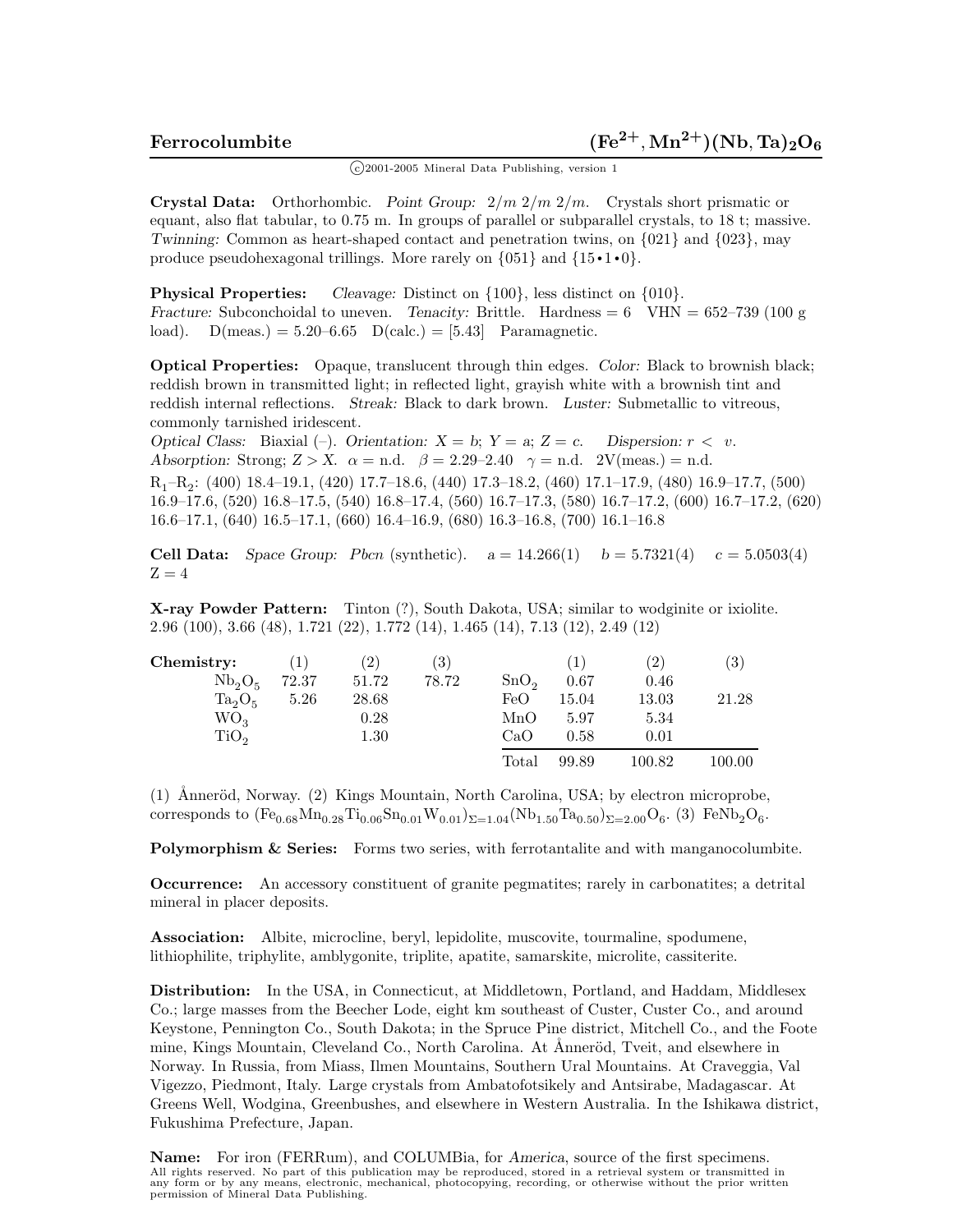# Ferrocolumbite $(Fe^{2+}, Mn^{2+})(Nb, Ta)_2O_6$

©2001-2005 Mineral Data Publishing, version 1

**Crystal Data:** Orthorhombic. *Point Group:* $2/m\ 2/m\ 2/m$. Crystals short prismatic or equant, also flat tabular, to 0.75 m. In groups of parallel or subparallel crystals, to 18 t; massive. *Twinning:* Common as heart-shaped contact and penetration twins, on {021} and {023}, may produce pseudohexagonal trillings. More rarely on {051} and {15•1•0}.

**Physical Properties:** *Cleavage:* Distinct on {100}, less distinct on {010}. *Fracture:* Subconchoidal to uneven. *Tenacity:* Brittle. Hardness = 6 VHN = 652–739 (100 g load). D(meas.) = 5.20–6.65 D(calc.) = [5.43] Paramagnetic.

**Optical Properties:** Opaque, translucent through thin edges. *Color:* Black to brownish black; reddish brown in transmitted light; in reflected light, grayish white with a brownish tint and reddish internal reflections. *Streak:* Black to dark brown. *Luster:* Submetallic to vitreous, commonly tarnished iridescent.
*Optical Class:* Biaxial (–). *Orientation:* X = b; Y = a; Z = c. *Dispersion:* $r < v$. *Absorption:* Strong; Z > X. α = n.d. β = 2.29–2.40 γ = n.d. 2V(meas.) = n.d.
$R_1$–$R_2$: (400) 18.4–19.1, (420) 17.7–18.6, (440) 17.3–18.2, (460) 17.1–17.9, (480) 16.9–17.7, (500) 16.9–17.6, (520) 16.8–17.5, (540) 16.8–17.4, (560) 16.7–17.3, (580) 16.7–17.2, (600) 16.7–17.2, (620) 16.6–17.1, (640) 16.5–17.1, (660) 16.4–16.9, (680) 16.3–16.8, (700) 16.1–16.8

**Cell Data:** *Space Group:* Pbcn (synthetic). a = 14.266(1) b = 5.7321(4) c = 5.0503(4) Z = 4

**X-ray Powder Pattern:** Tinton (?), South Dakota, USA; similar to wodginite or ixiolite.
2.96 (100), 3.66 (48), 1.721 (22), 1.772 (14), 1.465 (14), 7.13 (12), 2.49 (12)

**Chemistry:**

| | (1) | (2) | (3) | | (1) | (2) | (3) |
|---|---|---|---|---|---|---|---|
| $Nb_2O_5$ | 72.37 | 51.72 | 78.72 | $SnO_2$ | 0.67 | 0.46 | |
| $Ta_2O_5$ | 5.26 | 28.68 | | FeO | 15.04 | 13.03 | 21.28 |
| $WO_3$ | | 0.28 | | MnO | 5.97 | 5.34 | |
| $TiO_2$ | | 1.30 | | CaO | 0.58 | 0.01 | |
| | | | | Total | 99.89 | 100.82 | 100.00 |

(1) Ånneröd, Norway. (2) Kings Mountain, North Carolina, USA; by electron microprobe, corresponds to $(Fe_{0.68}Mn_{0.28}Ti_{0.06}Sn_{0.01}W_{0.01})_{\Sigma=1.04}(Nb_{1.50}Ta_{0.50})_{\Sigma=2.00}O_6$. (3) $FeNb_2O_6$.

**Polymorphism & Series:** Forms two series, with ferrotantalite and with manganocolumbite.

**Occurrence:** An accessory constituent of granite pegmatites; rarely in carbonatites; a detrital mineral in placer deposits.

**Association:** Albite, microcline, beryl, lepidolite, muscovite, tourmaline, spodumene, lithiophilite, triphylite, amblygonite, triplite, apatite, samarskite, microlite, cassiterite.

**Distribution:** In the USA, in Connecticut, at Middletown, Portland, and Haddam, Middlesex Co.; large masses from the Beecher Lode, eight km southeast of Custer, Custer Co., and around Keystone, Pennington Co., South Dakota; in the Spruce Pine district, Mitchell Co., and the Foote mine, Kings Mountain, Cleveland Co., North Carolina. At Ånneröd, Tveit, and elsewhere in Norway. In Russia, from Miass, Ilmen Mountains, Southern Ural Mountains. At Craveggia, Val Vigezzo, Piedmont, Italy. Large crystals from Ambatofotsikely and Antsirabe, Madagascar. At Greens Well, Wodgina, Greenbushes, and elsewhere in Western Australia. In the Ishikawa district, Fukushima Prefecture, Japan.

**Name:** For iron (FERRum), and COLUMBia, for *America*, source of the first specimens.

All rights reserved. No part of this publication may be reproduced, stored in a retrieval system or transmitted in any form or by any means, electronic, mechanical, photocopying, recording, or otherwise without the prior written permission of Mineral Data Publishing.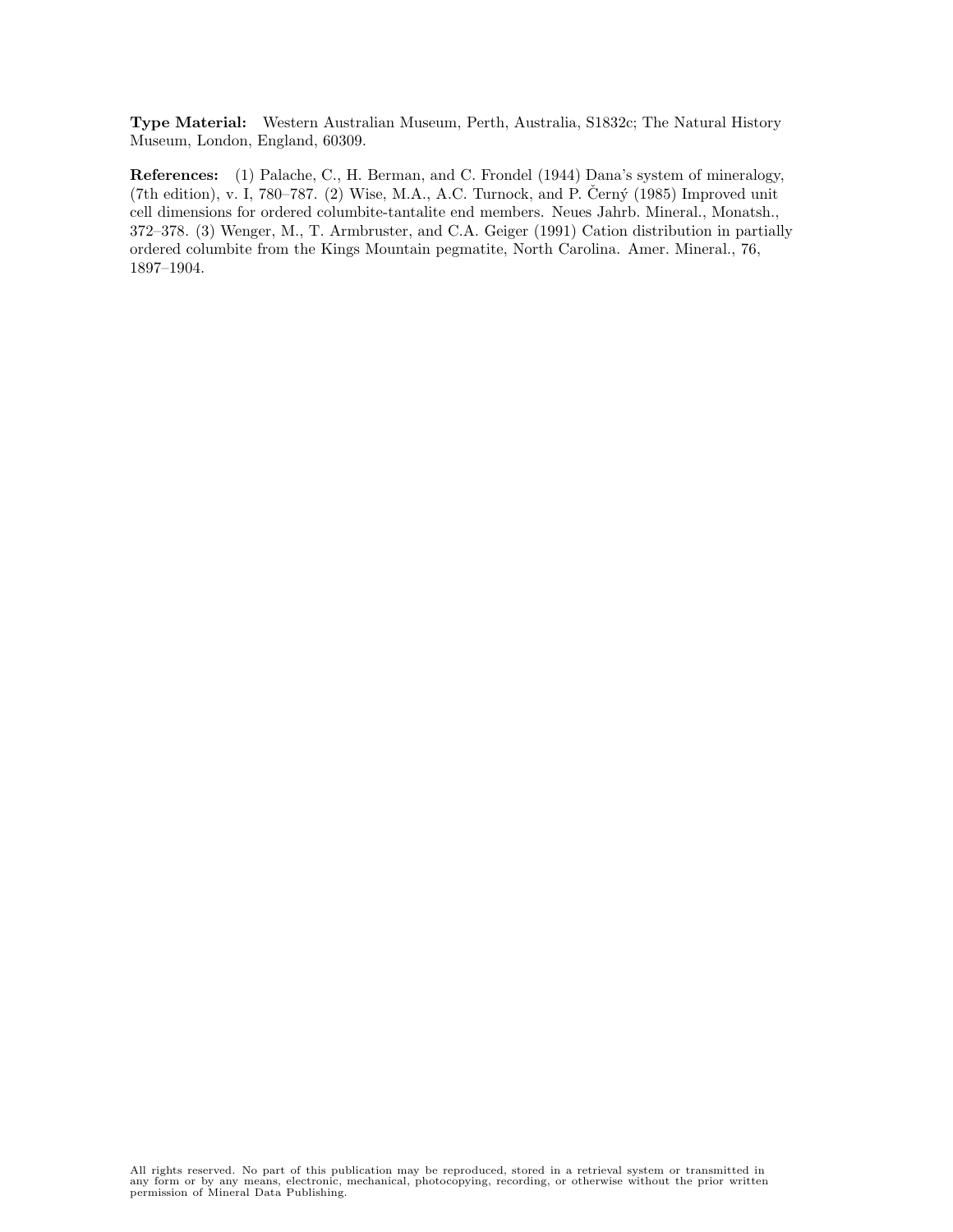**Type Material:** Western Australian Museum, Perth, Australia, S1832c; The Natural History Museum, London, England, 60309.

**References:** (1) Palache, C., H. Berman, and C. Frondel (1944) Dana's system of mineralogy, (7th edition), v. I, 780–787. (2) Wise, M.A., A.C. Turnock, and P. Černý (1985) Improved unit cell dimensions for ordered columbite-tantalite end members. Neues Jahrb. Mineral., Monatsh., 372–378. (3) Wenger, M., T. Armbruster, and C.A. Geiger (1991) Cation distribution in partially ordered columbite from the Kings Mountain pegmatite, North Carolina. Amer. Mineral., 76, 1897–1904.

All rights reserved. No part of this publication may be reproduced, stored in a retrieval system or transmitted in any form or by any means, electronic, mechanical, photocopying, recording, or otherwise without the prior written permission of Mineral Data Publishing.